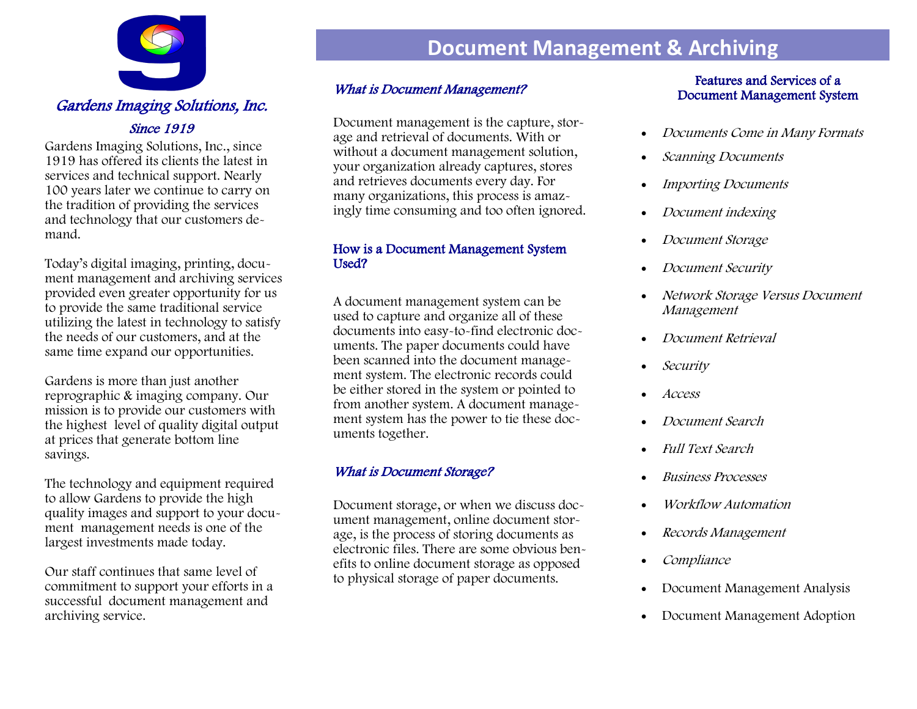*Gardens Imaging Solutions, Inc.*

*Since 1919*

Gardens Imaging Solutions, Inc., since 1919 has offered its clients the latest in services and technical support. Nearly 100 years later we continue to carry on the tradition of providing the services and technology that our customers demand.

Today's digital imaging, printing, document management and archiving services provided even greater opportunity for us to provide the same traditional service utilizing the latest in technology to satisfy the needs of our customers, and at the same time expand our opportunities.

Gardens is more than just another reprographic & imaging company. Our mission is to provide our customers with the highest level of quality digital output at prices that generate bottom line savings.

The technology and equipment required to allow Gardens to provide the high quality images and support to your document management needs is one of the largest investments made today.

Our staff continues that same level of commitment to support your efforts in a successful document management and archiving service.

# Document Management & Archiving

### *What is Document Management?*

Document management is the capture, storage and retrieval of documents. With or without a document management solution, your organization already captures, stores and retrieves documents every day. For many organizations, this process is amazingly time consuming and too often ignored.

### How is a Document Management System Used?

A document management system can be used to capture and organize all of these documents into easy-to-find electronic documents. The paper documents could have been scanned into the document management system. The electronic records could be either stored in the system or pointed to from another system. A document management system has the power to tie these documents together.

### *What is Document Storage?*

Document storage, or when we discuss document management, online document storage, is the process of storing documents as electronic files. There are some obvious benefits to online document storage as opposed to physical storage of paper documents.

### Features and Services of a Document Management System

- *Documents Come in Many Formats*
- *Scanning Documents*
- *Importing Documents*
- *Document indexing*
- *Document Storage*
- *Document Security*
- *Network Storage Versus Document Management*
- *Document Retrieval*
- *Security*
- *Access*
- *Document Search*
- *Full Text Search*
- *Business Processes*
- *Workflow Automation*
- *Records Management*
- *Compliance*
- Document Management Analysis
- Document Management Adoption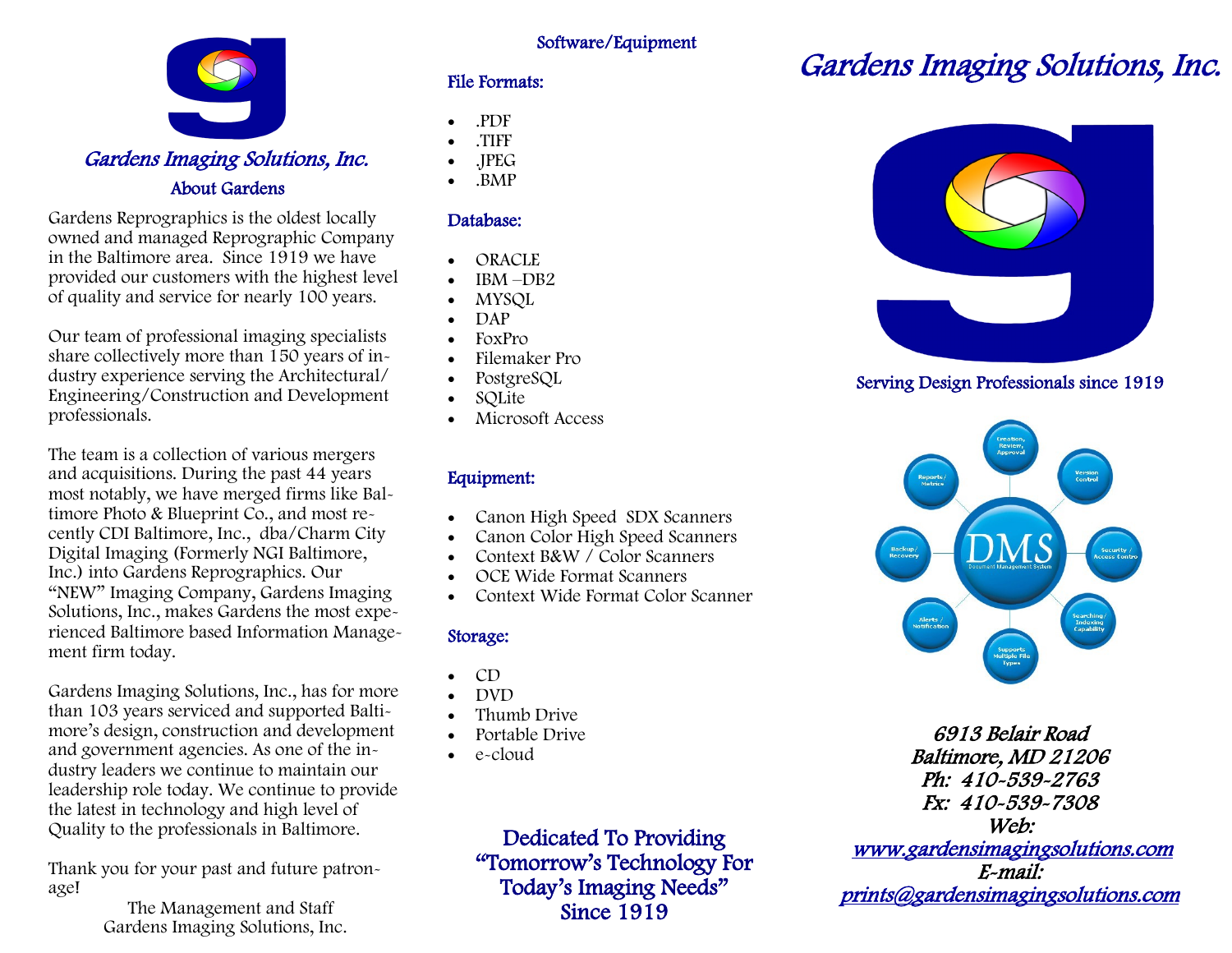## Gardens Imaging Solutions, Inc.

### About Gardens

Gardens Reprographics is the oldest locally owned and managed Reprographic Company in the Baltimore area. Since 1919 we have provided our customers with the highest level of quality and service for nearly 100 years.

Our team of professional imaging specialists share collectively more than 150 years of industry experience serving the Architectural/ Engineering/Construction and Development professionals.

The team is a collection of various mergers and acquisitions. During the past 44 years most notably, we have merged firms like Baltimore Photo & Blueprint Co., and most recently CDI Baltimore, Inc., dba/Charm City Digital Imaging (Formerly NGI Baltimore, Inc.) into Gardens Reprographics. Our "NEW" Imaging Company, Gardens Imaging Solutions, Inc., makes Gardens the most experienced Baltimore based Information Management firm today.

Gardens Imaging Solutions, Inc., has for more than 103 years serviced and supported Baltimore's design, construction and development and government agencies. As one of the industry leaders we continue to maintain our leadership role today. We continue to provide the latest in technology and high level of Quality to the professionals in Baltimore.

Thank you for your past and future patronage!

The Management and Staff
Gardens Imaging Solutions, Inc.

## Software/Equipment

### File Formats:

- .PDF
- .TIFF
- .JPEG
- .BMP

### Database:

- ORACLE
- IBM –DB2
- MYSQL
- DAP
- FoxPro
- Filemaker Pro
- PostgreSQL
- SQLite
- Microsoft Access

### Equipment:

- Canon High Speed SDX Scanners
- Canon Color High Speed Scanners
- Context B&W / Color Scanners
- OCE Wide Format Scanners
- Context Wide Format Color Scanner

### Storage:

- CD
- DVD
- Thumb Drive
- Portable Drive
- e-cloud

**Dedicated To Providing "Tomorrow's Technology For Today's Imaging Needs" Since 1919**

# *Gardens Imaging Solutions, Inc.*

Serving Design Professionals since 1919

DMS
Document Management System
Creation, Review, Approval
Version Control
Security / Access Contro
Searching / Indexing Capability
Supports Multiple File Types
Alerts / Notification
Backup / Recovery
Reports / Metrics

*6913 Belair Road*
*Baltimore, MD 21206*
*Ph: 410-539-2763*
*Fx: 410-539-7308*
*Web:*
*www.gardensimagingsolutions.com*
*E-mail:*
*prints@gardensimagingsolutions.com*